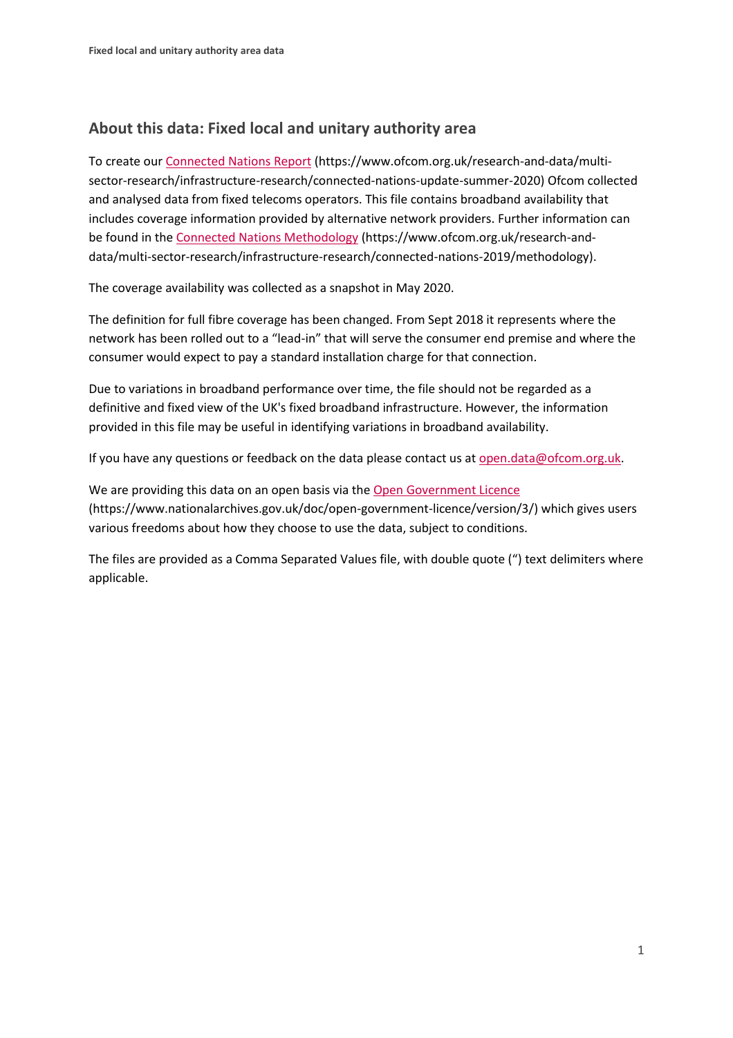## About this data: Fixed local and unitary authority area

To create our [Connected Nations Report](https://www.ofcom.org.uk/research-and-data/multi-sector-research/infrastructure-research/connected-nations-update-summer-2020) (https://www.ofcom.org.uk/research-and-data/multi-sector-research/infrastructure-research/connected-nations-update-summer-2020) Ofcom collected and analysed data from fixed telecoms operators. This file contains broadband availability that includes coverage information provided by alternative network providers. Further information can be found in the [Connected Nations Methodology](https://www.ofcom.org.uk/research-and-data/multi-sector-research/infrastructure-research/connected-nations-2019/methodology) (https://www.ofcom.org.uk/research-and-data/multi-sector-research/infrastructure-research/connected-nations-2019/methodology).

The coverage availability was collected as a snapshot in May 2020.

The definition for full fibre coverage has been changed. From Sept 2018 it represents where the network has been rolled out to a "lead-in" that will serve the consumer end premise and where the consumer would expect to pay a standard installation charge for that connection.

Due to variations in broadband performance over time, the file should not be regarded as a definitive and fixed view of the UK's fixed broadband infrastructure. However, the information provided in this file may be useful in identifying variations in broadband availability.

If you have any questions or feedback on the data please contact us at [open.data@ofcom.org.uk](mailto:open.data@ofcom.org.uk).

We are providing this data on an open basis via the [Open Government Licence](https://www.nationalarchives.gov.uk/doc/open-government-licence/version/3/) (https://www.nationalarchives.gov.uk/doc/open-government-licence/version/3/) which gives users various freedoms about how they choose to use the data, subject to conditions.

The files are provided as a Comma Separated Values file, with double quote (") text delimiters where applicable.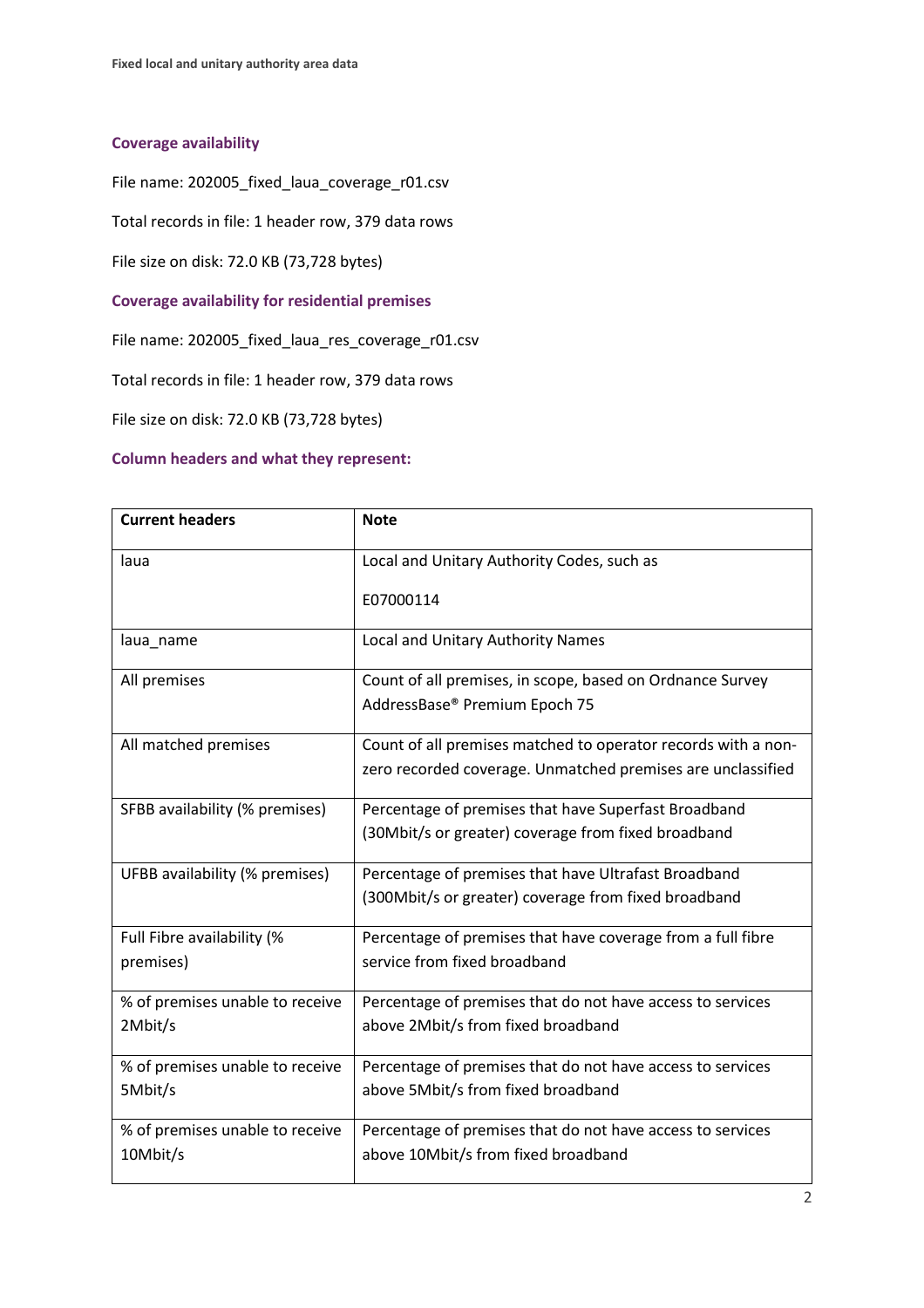### Coverage availability

File name: 202005_fixed_laua_coverage_r01.csv

Total records in file: 1 header row, 379 data rows

File size on disk: 72.0 KB (73,728 bytes)

### Coverage availability for residential premises

File name: 202005_fixed_laua_res_coverage_r01.csv

Total records in file: 1 header row, 379 data rows

File size on disk: 72.0 KB (73,728 bytes)

### Column headers and what they represent:

| Current headers | Note |
|---|---|
| laua | Local and Unitary Authority Codes, such as E07000114 |
| laua_name | Local and Unitary Authority Names |
| All premises | Count of all premises, in scope, based on Ordnance Survey AddressBase® Premium Epoch 75 |
| All matched premises | Count of all premises matched to operator records with a non-zero recorded coverage. Unmatched premises are unclassified |
| SFBB availability (% premises) | Percentage of premises that have Superfast Broadband (30Mbit/s or greater) coverage from fixed broadband |
| UFBB availability (% premises) | Percentage of premises that have Ultrafast Broadband (300Mbit/s or greater) coverage from fixed broadband |
| Full Fibre availability (% premises) | Percentage of premises that have coverage from a full fibre service from fixed broadband |
| % of premises unable to receive 2Mbit/s | Percentage of premises that do not have access to services above 2Mbit/s from fixed broadband |
| % of premises unable to receive 5Mbit/s | Percentage of premises that do not have access to services above 5Mbit/s from fixed broadband |
| % of premises unable to receive 10Mbit/s | Percentage of premises that do not have access to services above 10Mbit/s from fixed broadband |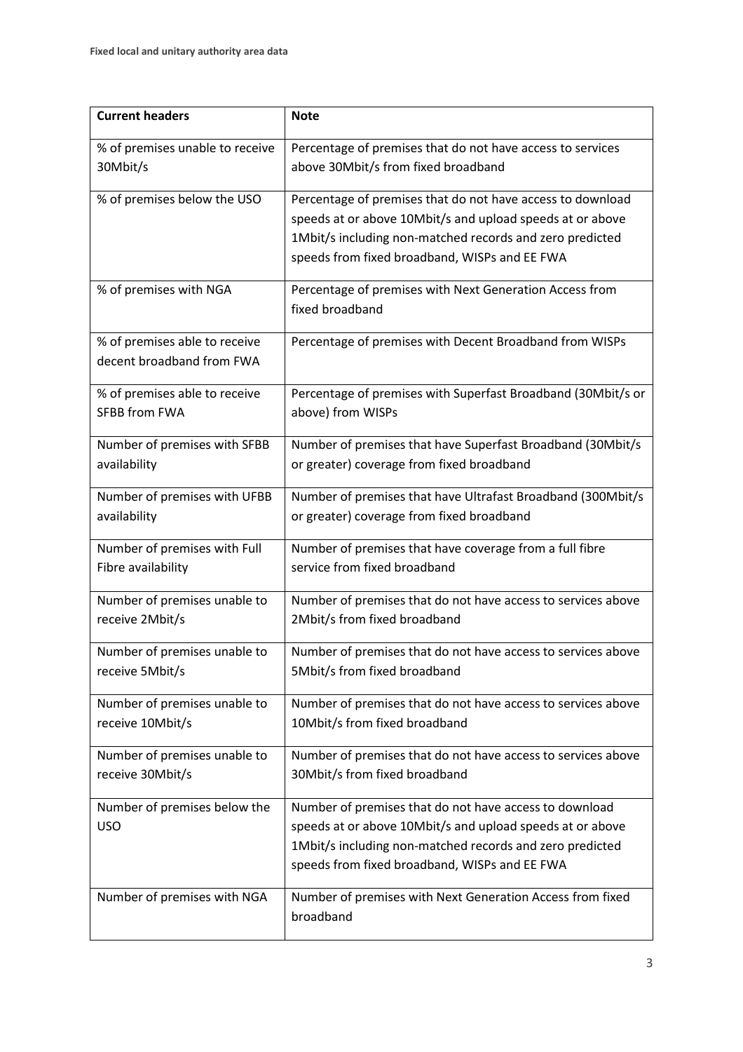| Current headers | Note |
|---|---|
| % of premises unable to receive 30Mbit/s | Percentage of premises that do not have access to services above 30Mbit/s from fixed broadband |
| % of premises below the USO | Percentage of premises that do not have access to download speeds at or above 10Mbit/s and upload speeds at or above 1Mbit/s including non-matched records and zero predicted speeds from fixed broadband, WISPs and EE FWA |
| % of premises with NGA | Percentage of premises with Next Generation Access from fixed broadband |
| % of premises able to receive decent broadband from FWA | Percentage of premises with Decent Broadband from WISPs |
| % of premises able to receive SFBB from FWA | Percentage of premises with Superfast Broadband (30Mbit/s or above) from WISPs |
| Number of premises with SFBB availability | Number of premises that have Superfast Broadband (30Mbit/s or greater) coverage from fixed broadband |
| Number of premises with UFBB availability | Number of premises that have Ultrafast Broadband (300Mbit/s or greater) coverage from fixed broadband |
| Number of premises with Full Fibre availability | Number of premises that have coverage from a full fibre service from fixed broadband |
| Number of premises unable to receive 2Mbit/s | Number of premises that do not have access to services above 2Mbit/s from fixed broadband |
| Number of premises unable to receive 5Mbit/s | Number of premises that do not have access to services above 5Mbit/s from fixed broadband |
| Number of premises unable to receive 10Mbit/s | Number of premises that do not have access to services above 10Mbit/s from fixed broadband |
| Number of premises unable to receive 30Mbit/s | Number of premises that do not have access to services above 30Mbit/s from fixed broadband |
| Number of premises below the USO | Number of premises that do not have access to download speeds at or above 10Mbit/s and upload speeds at or above 1Mbit/s including non-matched records and zero predicted speeds from fixed broadband, WISPs and EE FWA |
| Number of premises with NGA | Number of premises with Next Generation Access from fixed broadband |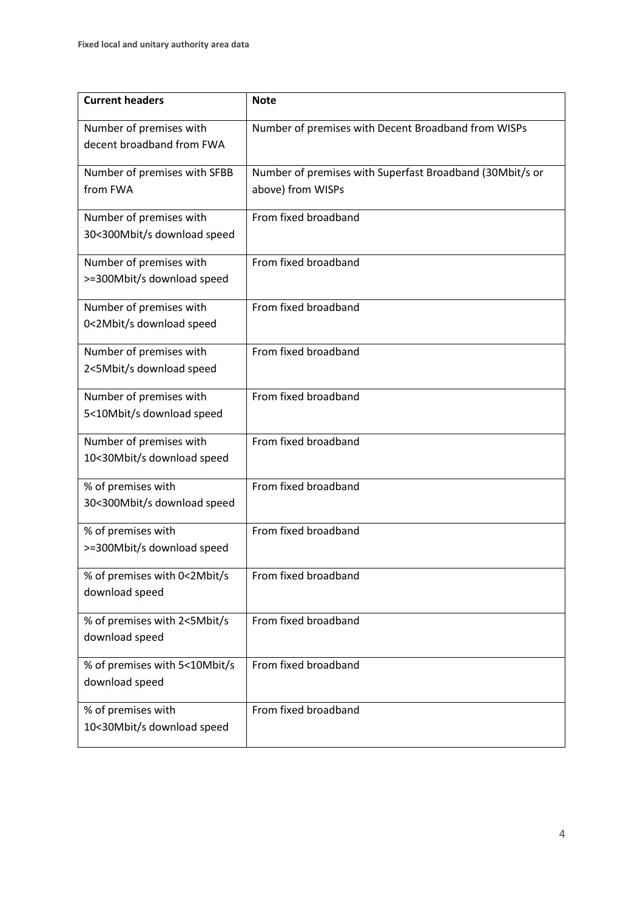| Current headers | Note |
|---|---|
| Number of premises with decent broadband from FWA | Number of premises with Decent Broadband from WISPs |
| Number of premises with SFBB from FWA | Number of premises with Superfast Broadband (30Mbit/s or above) from WISPs |
| Number of premises with 30<300Mbit/s download speed | From fixed broadband |
| Number of premises with >=300Mbit/s download speed | From fixed broadband |
| Number of premises with 0<2Mbit/s download speed | From fixed broadband |
| Number of premises with 2<5Mbit/s download speed | From fixed broadband |
| Number of premises with 5<10Mbit/s download speed | From fixed broadband |
| Number of premises with 10<30Mbit/s download speed | From fixed broadband |
| % of premises with 30<300Mbit/s download speed | From fixed broadband |
| % of premises with >=300Mbit/s download speed | From fixed broadband |
| % of premises with 0<2Mbit/s download speed | From fixed broadband |
| % of premises with 2<5Mbit/s download speed | From fixed broadband |
| % of premises with 5<10Mbit/s download speed | From fixed broadband |
| % of premises with 10<30Mbit/s download speed | From fixed broadband |